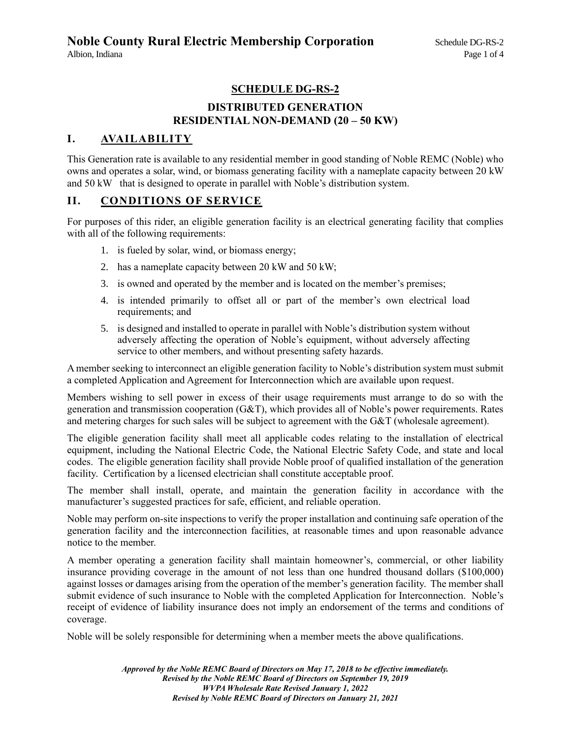# Noble County Rural Electric Membership Corporation

Albion, Indiana

## SCHEDULE DG-RS-2

### DISTRIBUTED GENERATION RESIDENTIAL NON-DEMAND (20 – 50 KW)

## I. AVAILABILITY

This Generation rate is available to any residential member in good standing of Noble REMC (Noble) who owns and operates a solar, wind, or biomass generating facility with a nameplate capacity between 20 kW and 50 kW that is designed to operate in parallel with Noble's distribution system.

## II. CONDITIONS OF SERVICE

For purposes of this rider, an eligible generation facility is an electrical generating facility that complies with all of the following requirements:

1. is fueled by solar, wind, or biomass energy;
2. has a nameplate capacity between 20 kW and 50 kW;
3. is owned and operated by the member and is located on the member's premises;
4. is intended primarily to offset all or part of the member's own electrical load requirements; and
5. is designed and installed to operate in parallel with Noble's distribution system without adversely affecting the operation of Noble's equipment, without adversely affecting service to other members, and without presenting safety hazards.

A member seeking to interconnect an eligible generation facility to Noble's distribution system must submit a completed Application and Agreement for Interconnection which are available upon request.

Members wishing to sell power in excess of their usage requirements must arrange to do so with the generation and transmission cooperation (G&T), which provides all of Noble's power requirements. Rates and metering charges for such sales will be subject to agreement with the G&T (wholesale agreement).

The eligible generation facility shall meet all applicable codes relating to the installation of electrical equipment, including the National Electric Code, the National Electric Safety Code, and state and local codes. The eligible generation facility shall provide Noble proof of qualified installation of the generation facility. Certification by a licensed electrician shall constitute acceptable proof.

The member shall install, operate, and maintain the generation facility in accordance with the manufacturer's suggested practices for safe, efficient, and reliable operation.

Noble may perform on-site inspections to verify the proper installation and continuing safe operation of the generation facility and the interconnection facilities, at reasonable times and upon reasonable advance notice to the member.

A member operating a generation facility shall maintain homeowner's, commercial, or other liability insurance providing coverage in the amount of not less than one hundred thousand dollars ($100,000) against losses or damages arising from the operation of the member's generation facility. The member shall submit evidence of such insurance to Noble with the completed Application for Interconnection. Noble's receipt of evidence of liability insurance does not imply an endorsement of the terms and conditions of coverage.

Noble will be solely responsible for determining when a member meets the above qualifications.

*Approved by the Noble REMC Board of Directors on May 17, 2018 to be effective immediately.*
*Revised by the Noble REMC Board of Directors on September 19, 2019*
*WVPA Wholesale Rate Revised January 1, 2022*
*Revised by Noble REMC Board of Directors on January 21, 2021*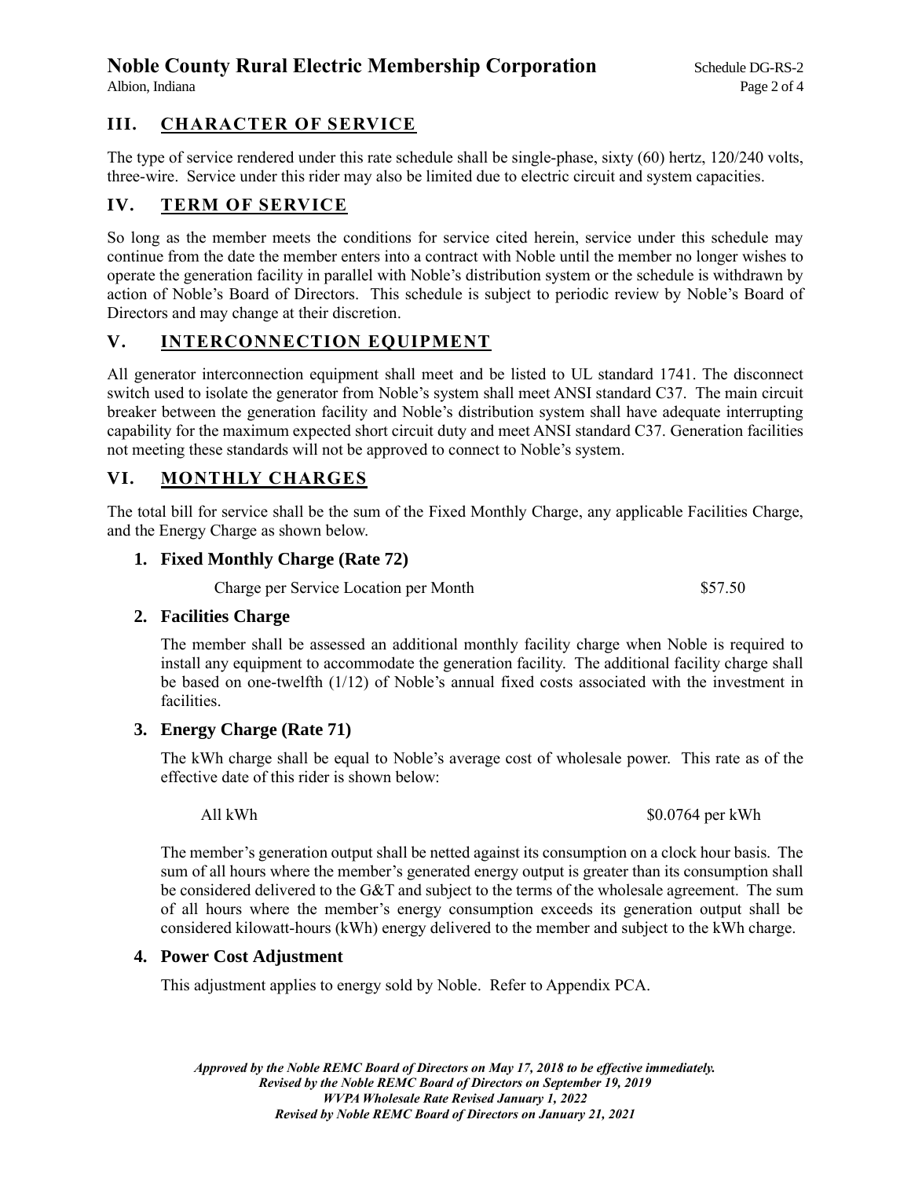## III. CHARACTER OF SERVICE

The type of service rendered under this rate schedule shall be single-phase, sixty (60) hertz, 120/240 volts, three-wire. Service under this rider may also be limited due to electric circuit and system capacities.

## IV. TERM OF SERVICE

So long as the member meets the conditions for service cited herein, service under this schedule may continue from the date the member enters into a contract with Noble until the member no longer wishes to operate the generation facility in parallel with Noble's distribution system or the schedule is withdrawn by action of Noble's Board of Directors. This schedule is subject to periodic review by Noble's Board of Directors and may change at their discretion.

## V. INTERCONNECTION EQUIPMENT

All generator interconnection equipment shall meet and be listed to UL standard 1741. The disconnect switch used to isolate the generator from Noble's system shall meet ANSI standard C37. The main circuit breaker between the generation facility and Noble's distribution system shall have adequate interrupting capability for the maximum expected short circuit duty and meet ANSI standard C37. Generation facilities not meeting these standards will not be approved to connect to Noble's system.

## VI. MONTHLY CHARGES

The total bill for service shall be the sum of the Fixed Monthly Charge, any applicable Facilities Charge, and the Energy Charge as shown below.

### 1. Fixed Monthly Charge (Rate 72)

| | |
|---|---|
| Charge per Service Location per Month | $57.50 |

### 2. Facilities Charge

The member shall be assessed an additional monthly facility charge when Noble is required to install any equipment to accommodate the generation facility. The additional facility charge shall be based on one-twelfth (1/12) of Noble's annual fixed costs associated with the investment in facilities.

### 3. Energy Charge (Rate 71)

The kWh charge shall be equal to Noble's average cost of wholesale power. This rate as of the effective date of this rider is shown below:

| | |
|---|---|
| All kWh | $0.0764 per kWh |

The member's generation output shall be netted against its consumption on a clock hour basis. The sum of all hours where the member's generated energy output is greater than its consumption shall be considered delivered to the G&T and subject to the terms of the wholesale agreement. The sum of all hours where the member's energy consumption exceeds its generation output shall be considered kilowatt-hours (kWh) energy delivered to the member and subject to the kWh charge.

### 4. Power Cost Adjustment

This adjustment applies to energy sold by Noble. Refer to Appendix PCA.

***Approved by the Noble REMC Board of Directors on May 17, 2018 to be effective immediately.***
***Revised by the Noble REMC Board of Directors on September 19, 2019***
***WVPA Wholesale Rate Revised January 1, 2022***
***Revised by Noble REMC Board of Directors on January 21, 2021***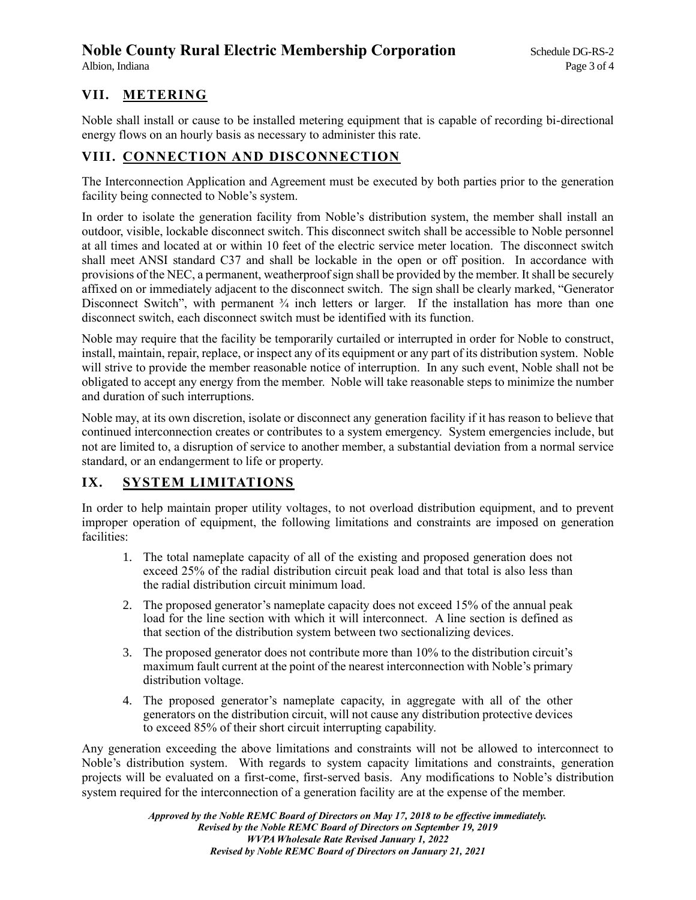## VII. METERING

Noble shall install or cause to be installed metering equipment that is capable of recording bi-directional energy flows on an hourly basis as necessary to administer this rate.

## VIII. CONNECTION AND DISCONNECTION

The Interconnection Application and Agreement must be executed by both parties prior to the generation facility being connected to Noble's system.

In order to isolate the generation facility from Noble's distribution system, the member shall install an outdoor, visible, lockable disconnect switch. This disconnect switch shall be accessible to Noble personnel at all times and located at or within 10 feet of the electric service meter location. The disconnect switch shall meet ANSI standard C37 and shall be lockable in the open or off position. In accordance with provisions of the NEC, a permanent, weatherproof sign shall be provided by the member. It shall be securely affixed on or immediately adjacent to the disconnect switch. The sign shall be clearly marked, "Generator Disconnect Switch", with permanent ¾ inch letters or larger. If the installation has more than one disconnect switch, each disconnect switch must be identified with its function.

Noble may require that the facility be temporarily curtailed or interrupted in order for Noble to construct, install, maintain, repair, replace, or inspect any of its equipment or any part of its distribution system. Noble will strive to provide the member reasonable notice of interruption. In any such event, Noble shall not be obligated to accept any energy from the member. Noble will take reasonable steps to minimize the number and duration of such interruptions.

Noble may, at its own discretion, isolate or disconnect any generation facility if it has reason to believe that continued interconnection creates or contributes to a system emergency. System emergencies include, but not are limited to, a disruption of service to another member, a substantial deviation from a normal service standard, or an endangerment to life or property.

## IX. SYSTEM LIMITATIONS

In order to help maintain proper utility voltages, to not overload distribution equipment, and to prevent improper operation of equipment, the following limitations and constraints are imposed on generation facilities:

1. The total nameplate capacity of all of the existing and proposed generation does not exceed 25% of the radial distribution circuit peak load and that total is also less than the radial distribution circuit minimum load.
2. The proposed generator's nameplate capacity does not exceed 15% of the annual peak load for the line section with which it will interconnect. A line section is defined as that section of the distribution system between two sectionalizing devices.
3. The proposed generator does not contribute more than 10% to the distribution circuit's maximum fault current at the point of the nearest interconnection with Noble's primary distribution voltage.
4. The proposed generator's nameplate capacity, in aggregate with all of the other generators on the distribution circuit, will not cause any distribution protective devices to exceed 85% of their short circuit interrupting capability.

Any generation exceeding the above limitations and constraints will not be allowed to interconnect to Noble's distribution system. With regards to system capacity limitations and constraints, generation projects will be evaluated on a first-come, first-served basis. Any modifications to Noble's distribution system required for the interconnection of a generation facility are at the expense of the member.

*Approved by the Noble REMC Board of Directors on May 17, 2018 to be effective immediately.*
*Revised by the Noble REMC Board of Directors on September 19, 2019*
*WVPA Wholesale Rate Revised January 1, 2022*
*Revised by Noble REMC Board of Directors on January 21, 2021*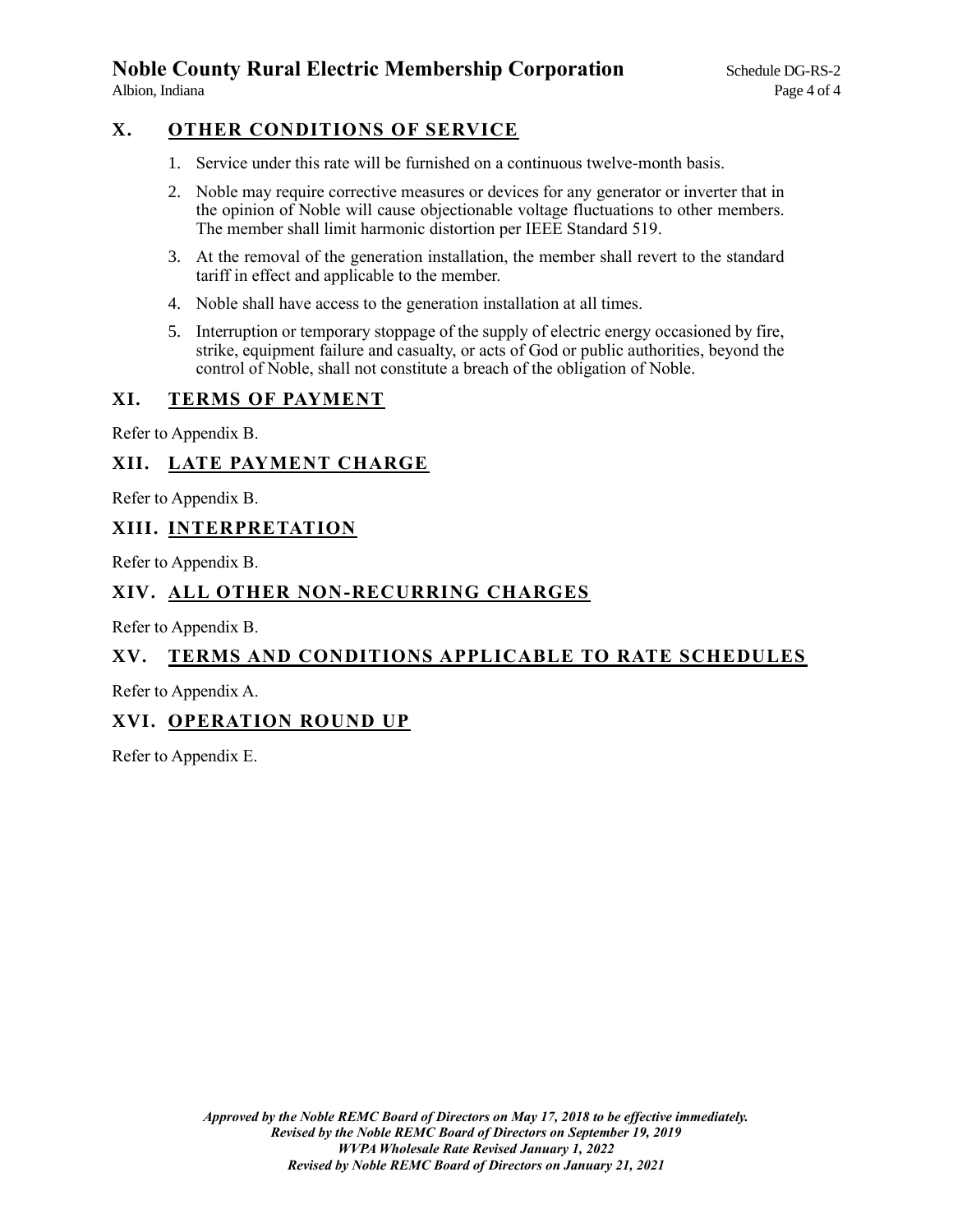## X. OTHER CONDITIONS OF SERVICE

1. Service under this rate will be furnished on a continuous twelve-month basis.
2. Noble may require corrective measures or devices for any generator or inverter that in the opinion of Noble will cause objectionable voltage fluctuations to other members. The member shall limit harmonic distortion per IEEE Standard 519.
3. At the removal of the generation installation, the member shall revert to the standard tariff in effect and applicable to the member.
4. Noble shall have access to the generation installation at all times.
5. Interruption or temporary stoppage of the supply of electric energy occasioned by fire, strike, equipment failure and casualty, or acts of God or public authorities, beyond the control of Noble, shall not constitute a breach of the obligation of Noble.

## XI. TERMS OF PAYMENT

Refer to Appendix B.

## XII. LATE PAYMENT CHARGE

Refer to Appendix B.

## XIII. INTERPRETATION

Refer to Appendix B.

## XIV. ALL OTHER NON-RECURRING CHARGES

Refer to Appendix B.

## XV. TERMS AND CONDITIONS APPLICABLE TO RATE SCHEDULES

Refer to Appendix A.

## XVI. OPERATION ROUND UP

Refer to Appendix E.

***Approved by the Noble REMC Board of Directors on May 17, 2018 to be effective immediately.***
***Revised by the Noble REMC Board of Directors on September 19, 2019***
***WVPA Wholesale Rate Revised January 1, 2022***
***Revised by Noble REMC Board of Directors on January 21, 2021***